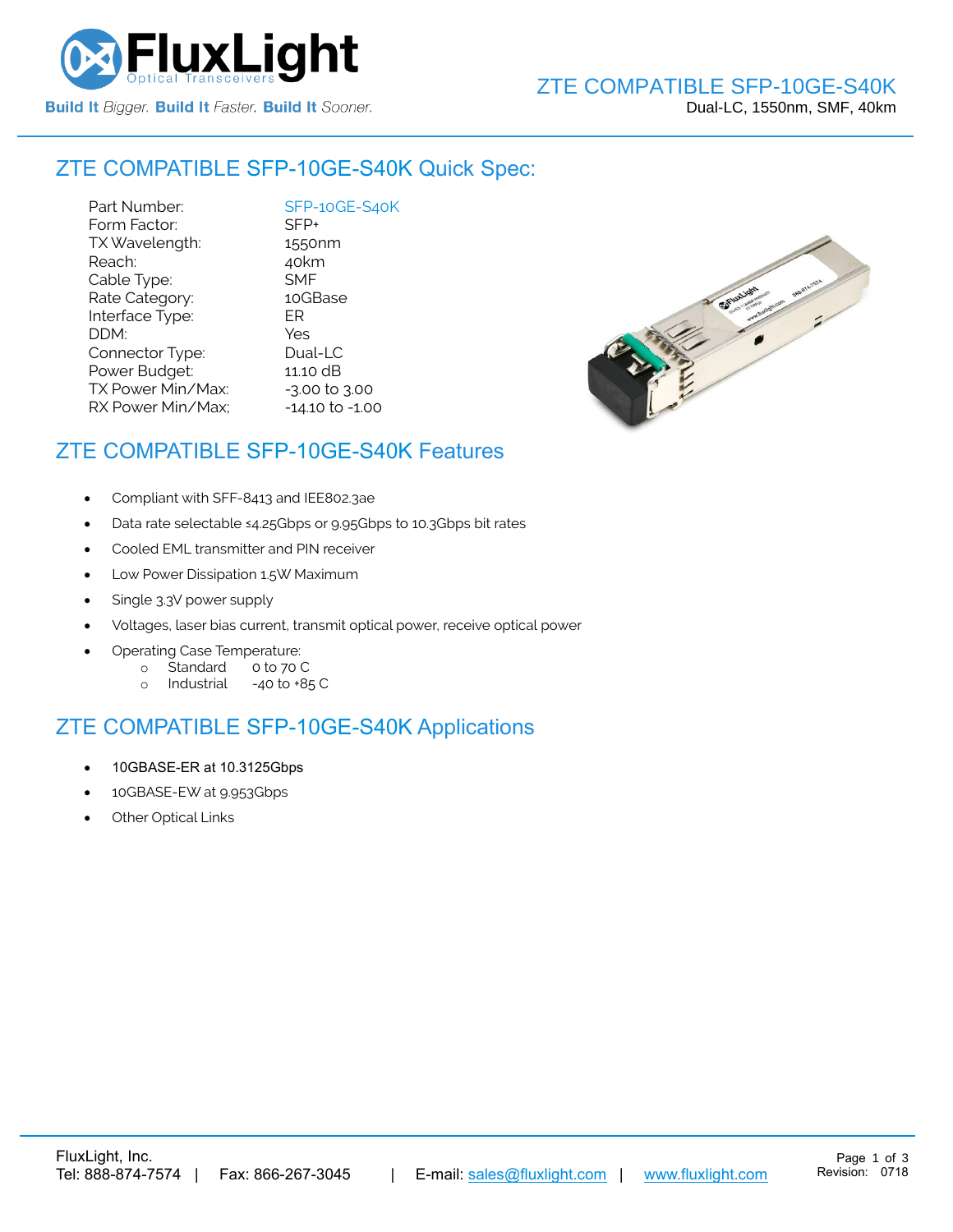# ZTE COMPATIBLE SFP-10GE-S40K

Dual-LC, 1550nm, SMF, 40km

## ZTE COMPATIBLE SFP-10GE-S40K Quick Spec:

| | |
|---|---|
| Part Number: | SFP-10GE-S40K |
| Form Factor: | SFP+ |
| TX Wavelength: | 1550nm |
| Reach: | 40km |
| Cable Type: | SMF |
| Rate Category: | 10GBase |
| Interface Type: | ER |
| DDM: | Yes |
| Connector Type: | Dual-LC |
| Power Budget: | 11.10 dB |
| TX Power Min/Max: | -3.00 to 3.00 |
| RX Power Min/Max; | -14.10 to -1.00 |

## ZTE COMPATIBLE SFP-10GE-S40K Features

- Compliant with SFF-8413 and IEE802.3ae
- Data rate selectable ≤4.25Gbps or 9.95Gbps to 10.3Gbps bit rates
- Cooled EML transmitter and PIN receiver
- Low Power Dissipation 1.5W Maximum
- Single 3.3V power supply
- Voltages, laser bias current, transmit optical power, receive optical power
- Operating Case Temperature:
  - Standard 0 to 70 C
  - Industrial -40 to +85 C

## ZTE COMPATIBLE SFP-10GE-S40K Applications

- 10GBASE-ER at 10.3125Gbps
- 10GBASE-EW at 9.953Gbps
- Other Optical Links

FluxLight, Inc.
Tel: 888-874-7574 | Fax: 866-267-3045 | E-mail: sales@fluxlight.com | www.fluxlight.com

Revision: 0718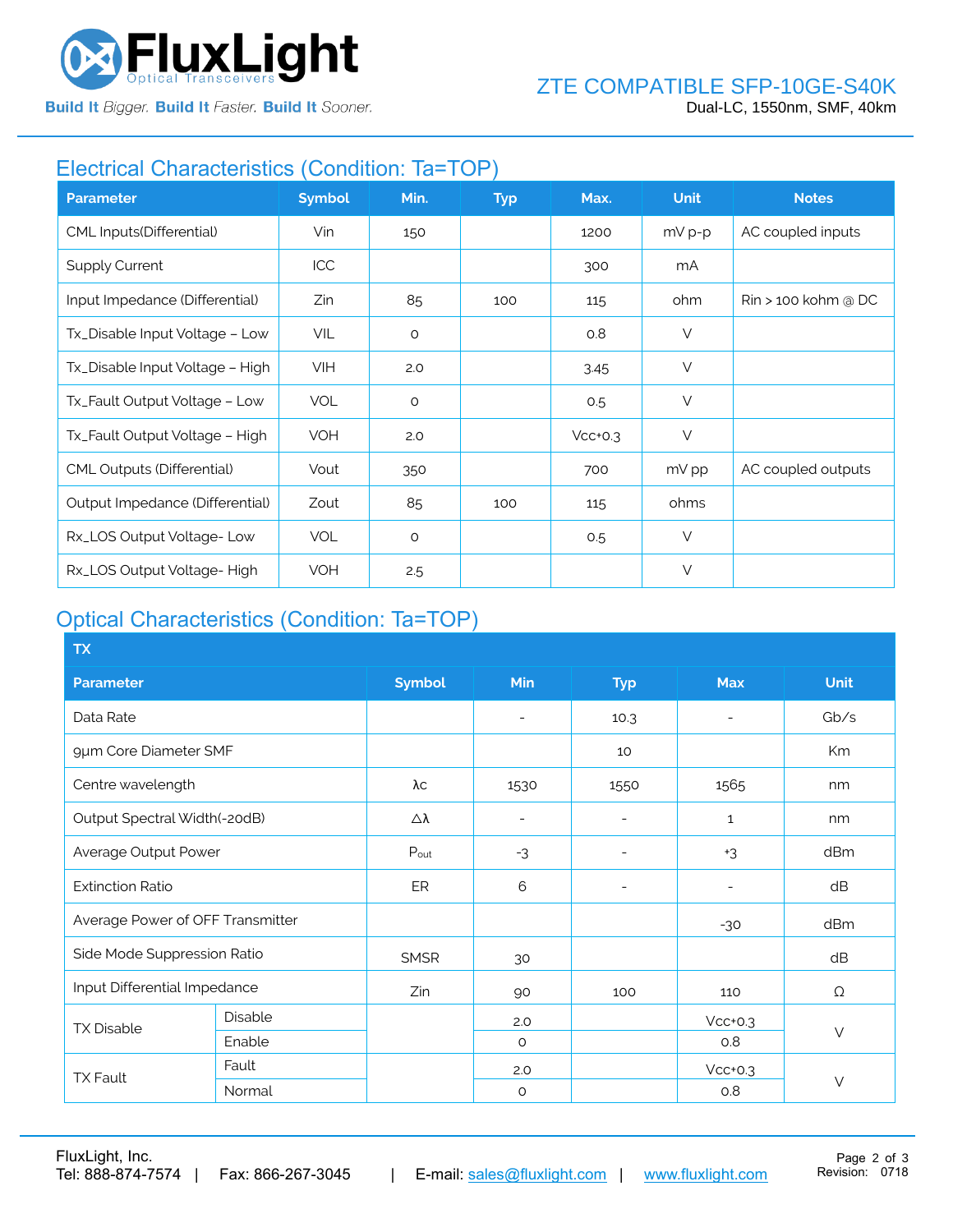## Electrical Characteristics (Condition: Ta=TOP)

| Parameter | Symbol | Min. | Typ | Max. | Unit | Notes |
|---|---|---|---|---|---|---|
| CML Inputs(Differential) | Vin | 150 | | 1200 | mV p-p | AC coupled inputs |
| Supply Current | ICC | | | 300 | mA | |
| Input Impedance (Differential) | Zin | 85 | 100 | 115 | ohm | Rin > 100 kohm @ DC |
| Tx_Disable Input Voltage – Low | VIL | 0 | | 0.8 | V | |
| Tx_Disable Input Voltage – High | VIH | 2.0 | | 3.45 | V | |
| Tx_Fault Output Voltage – Low | VOL | 0 | | 0.5 | V | |
| Tx_Fault Output Voltage – High | VOH | 2.0 | | Vcc+0.3 | V | |
| CML Outputs (Differential) | Vout | 350 | | 700 | mV pp | AC coupled outputs |
| Output Impedance (Differential) | Zout | 85 | 100 | 115 | ohms | |
| Rx_LOS Output Voltage- Low | VOL | 0 | | 0.5 | V | |
| Rx_LOS Output Voltage- High | VOH | 2.5 | | | V | |

## Optical Characteristics (Condition: Ta=TOP)

| TX | | | | | | |
|---|---|---|---|---|---|---|
| **Parameter** | | **Symbol** | **Min** | **Typ** | **Max** | **Unit** |
| Data Rate | | | - | 10.3 | - | Gb/s |
| 9μm Core Diameter SMF | | | | 10 | | Km |
| Centre wavelength | | λc | 1530 | 1550 | 1565 | nm |
| Output Spectral Width(-20dB) | | Δλ | - | - | 1 | nm |
| Average Output Power | | $P_{out}$ | -3 | - | +3 | dBm |
| Extinction Ratio | | ER | 6 | - | - | dB |
| Average Power of OFF Transmitter | | | | | -30 | dBm |
| Side Mode Suppression Ratio | | SMSR | 30 | | | dB |
| Input Differential Impedance | | Zin | 90 | 100 | 110 | Ω |
| TX Disable | Disable | | 2.0 | | Vcc+0.3 | V |
| | Enable | | 0 | | 0.8 | |
| TX Fault | Fault | | 2.0 | | Vcc+0.3 | V |
| | Normal | | 0 | | 0.8 | |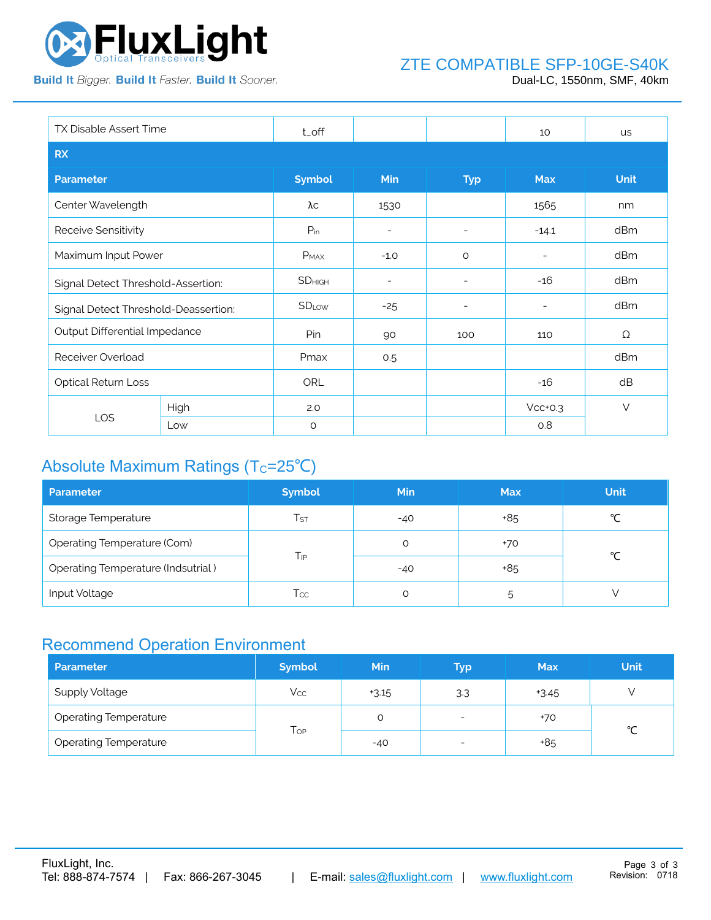| | | | | | |
|---|---|---|---|---|---|
| TX Disable Assert Time | t_off | | | 10 | us |
| **RX** | | | | | |
| **Parameter** | **Symbol** | **Min** | **Typ** | **Max** | **Unit** |
| Center Wavelength | λc | 1530 | | 1565 | nm |
| Receive Sensitivity | $P_{in}$ | - | - | -14.1 | dBm |
| Maximum Input Power | $P_{MAX}$ | -1.0 | 0 | - | dBm |
| Signal Detect Threshold-Assertion: | $SD_{HIGH}$ | - | - | -16 | dBm |
| Signal Detect Threshold-Deassertion: | $SD_{LOW}$ | -25 | - | - | dBm |
| Output Differential Impedance | Pin | 90 | 100 | 110 | Ω |
| Receiver Overload | Pmax | 0.5 | | | dBm |
| Optical Return Loss | ORL | | | -16 | dB |
| LOS High | 2.0 | | | Vcc+0.3 | V |
| LOS Low | 0 | | | 0.8 | |

## Absolute Maximum Ratings ($T_C$=25℃)

| Parameter | Symbol | Min | Max | Unit |
|---|---|---|---|---|
| Storage Temperature | $T_{ST}$ | -40 | +85 | ℃ |
| Operating Temperature (Com) | $T_{IP}$ | 0 | +70 | ℃ |
| Operating Temperature (Indsutrial ) | | -40 | +85 | |
| Input Voltage | $T_{CC}$ | 0 | 5 | V |

## Recommend Operation Environment

| Parameter | Symbol | Min | Typ | Max | Unit |
|---|---|---|---|---|---|
| Supply Voltage | $V_{CC}$ | +3.15 | 3.3 | +3.45 | V |
| Operating Temperature | $T_{OP}$ | 0 | - | +70 | ℃ |
| Operating Temperature | | -40 | - | +85 | |